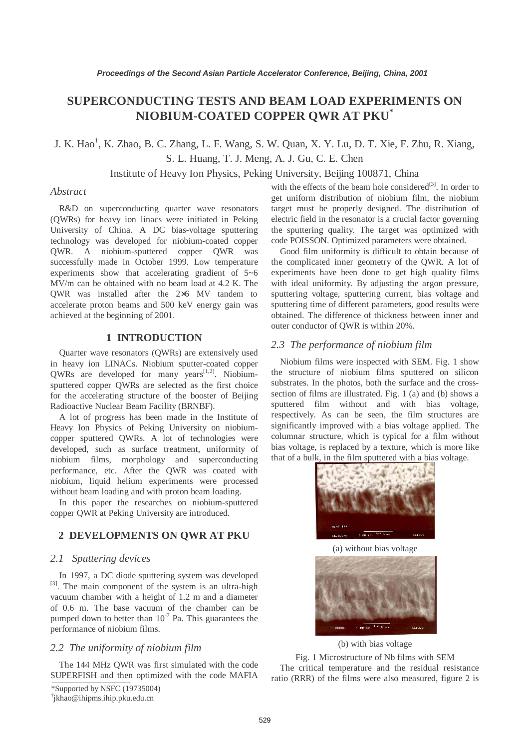# SUPERCONDUCTING TESTS AND BEAM LOAD EXPERIMENTS ON NIOBIUM-COATED COPPER QWR AT PKU*

J. K. Hao†, K. Zhao, B. C. Zhang, L. F. Wang, S. W. Quan, X. Y. Lu, D. T. Xie, F. Zhu, R. Xiang, S. L. Huang, T. J. Meng, A. J. Gu, C. E. Chen

Institute of Heavy Ion Physics, Peking University, Beijing 100871, China

### *Abstract*

R&D on superconducting quarter wave resonators (QWRs) for heavy ion linacs were initiated in Peking University of China. A DC bias-voltage sputtering technology was developed for niobium-coated copper QWR. A niobium-sputtered copper QWR was successfully made in October 1999. Low temperature experiments show that accelerating gradient of 5~6 MV/m can be obtained with no beam load at 4.2 K. The QWR was installed after the 2×6 MV tandem to accelerate proton beams and 500 keV energy gain was achieved at the beginning of 2001.

## 1 INTRODUCTION

Quarter wave resonators (QWRs) are extensively used in heavy ion LINACs. Niobium sputter-coated copper QWRs are developed for many years[1,2]. Niobium-sputtered copper QWRs are selected as the first choice for the accelerating structure of the booster of Beijing Radioactive Nuclear Beam Facility (BRNBF).

A lot of progress has been made in the Institute of Heavy Ion Physics of Peking University on niobium-copper sputtered QWRs. A lot of technologies were developed, such as surface treatment, uniformity of niobium films, morphology and superconducting performance, etc. After the QWR was coated with niobium, liquid helium experiments were processed without beam loading and with proton beam loading.

In this paper the researches on niobium-sputtered copper QWR at Peking University are introduced.

## 2 DEVELOPMENTS ON QWR AT PKU

### *2.1 Sputtering devices*

In 1997, a DC diode sputtering system was developed [3]. The main component of the system is an ultra-high vacuum chamber with a height of 1.2 m and a diameter of 0.6 m. The base vacuum of the chamber can be pumped down to better than $10^{-7}$ Pa. This guarantees the performance of niobium films.

### *2.2 The uniformity of niobium film*

The 144 MHz QWR was first simulated with the code SUPERFISH and then optimized with the code MAFIA with the effects of the beam hole considered[3]. In order to get uniform distribution of niobium film, the niobium target must be properly designed. The distribution of electric field in the resonator is a crucial factor governing the sputtering quality. The target was optimized with code POISSON. Optimized parameters were obtained.

Good film uniformity is difficult to obtain because of the complicated inner geometry of the QWR. A lot of experiments have been done to get high quality films with ideal uniformity. By adjusting the argon pressure, sputtering voltage, sputtering current, bias voltage and sputtering time of different parameters, good results were obtained. The difference of thickness between inner and outer conductor of QWR is within 20%.

### *2.3 The performance of niobium film*

Niobium films were inspected with SEM. Fig. 1 show the structure of niobium films sputtered on silicon substrates. In the photos, both the surface and the cross-section of films are illustrated. Fig. 1 (a) and (b) shows a sputtered film without and with bias voltage, respectively. As can be seen, the film structures are significantly improved with a bias voltage applied. The columnar structure, which is typical for a film without bias voltage, is replaced by a texture, which is more like that of a bulk, in the film sputtered with a bias voltage.

(a) without bias voltage

(b) with bias voltage

Fig. 1 Microstructure of Nb films with SEM

The critical temperature and the residual resistance ratio (RRR) of the films were also measured, figure 2 is

*Supported by NSFC (19735004)

†jkhao@ihipms.ihip.pku.edu.cn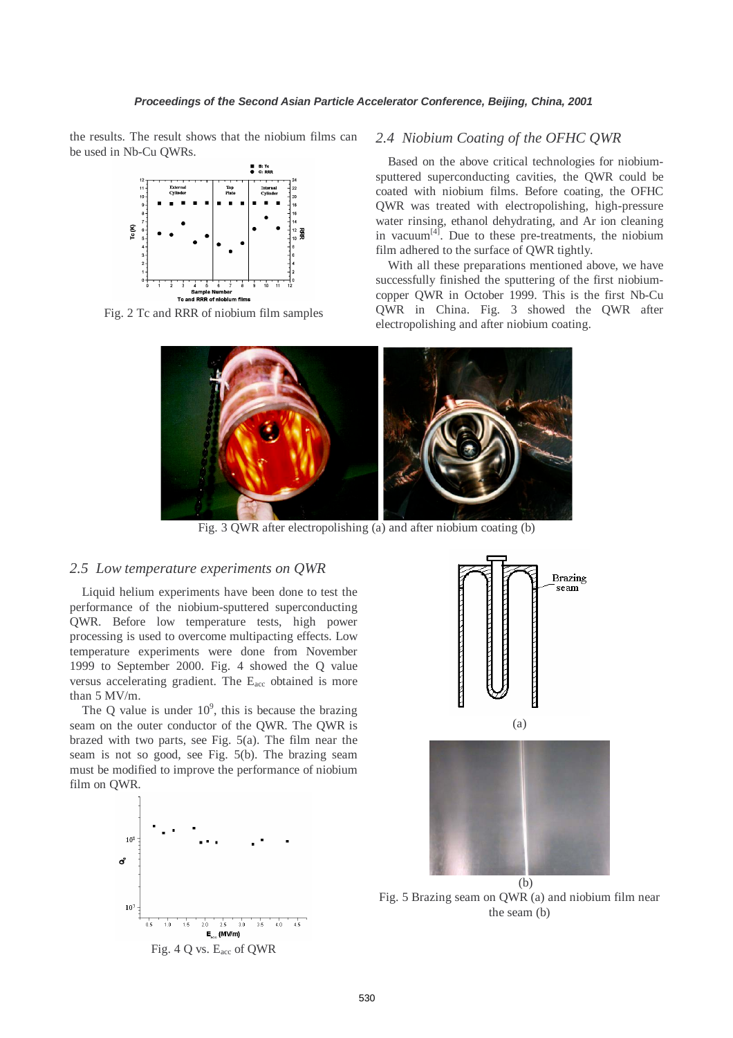the results. The result shows that the niobium films can be used in Nb-Cu QWRs.

Fig. 2 Tc and RRR of niobium film samples

## 2.4 Niobium Coating of the OFHC QWR

Based on the above critical technologies for niobium-sputtered superconducting cavities, the QWR could be coated with niobium films. Before coating, the OFHC QWR was treated with electropolishing, high-pressure water rinsing, ethanol dehydrating, and Ar ion cleaning in vacuum[4]. Due to these pre-treatments, the niobium film adhered to the surface of QWR tightly.

With all these preparations mentioned above, we have successfully finished the sputtering of the first niobium-copper QWR in October 1999. This is the first Nb-Cu QWR in China. Fig. 3 showed the QWR after electropolishing and after niobium coating.

Fig. 3 QWR after electropolishing (a) and after niobium coating (b)

## 2.5 Low temperature experiments on QWR

Liquid helium experiments have been done to test the performance of the niobium-sputtered superconducting QWR. Before low temperature tests, high power processing is used to overcome multipacting effects. Low temperature experiments were done from November 1999 to September 2000. Fig. 4 showed the Q value versus accelerating gradient. The $E_{acc}$ obtained is more than 5 MV/m.

The Q value is under $10^9$, this is because the brazing seam on the outer conductor of the QWR. The QWR is brazed with two parts, see Fig. 5(a). The film near the seam is not so good, see Fig. 5(b). The brazing seam must be modified to improve the performance of niobium film on QWR.

Fig. 4 Q vs. $E_{acc}$ of QWR

(a)

(b)

Fig. 5 Brazing seam on QWR (a) and niobium film near the seam (b)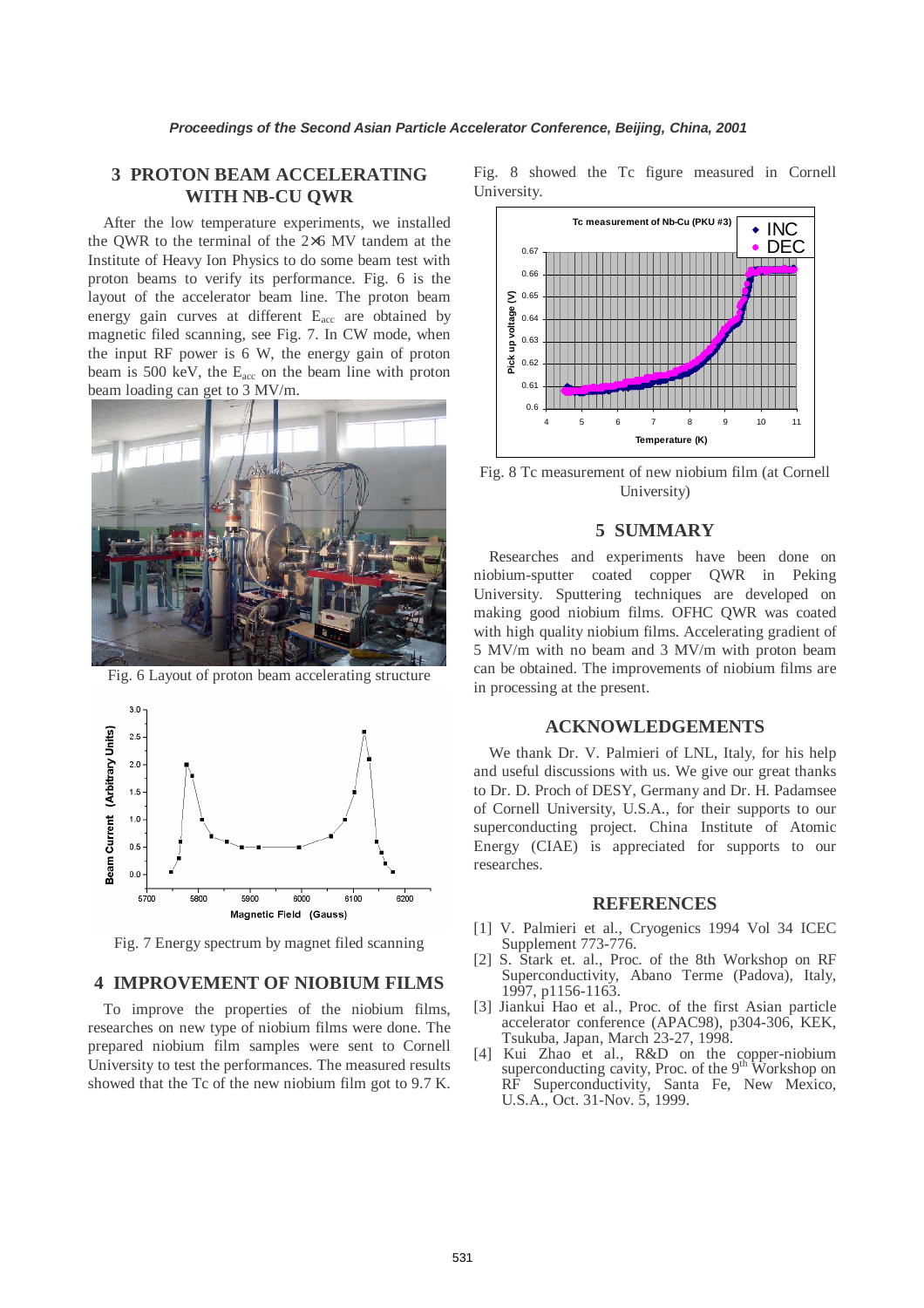## 3 PROTON BEAM ACCELERATING WITH NB-CU QWR

After the low temperature experiments, we installed the QWR to the terminal of the 2×6 MV tandem at the Institute of Heavy Ion Physics to do some beam test with proton beams to verify its performance. Fig. 6 is the layout of the accelerator beam line. The proton beam energy gain curves at different $E_{acc}$ are obtained by magnetic filed scanning, see Fig. 7. In CW mode, when the input RF power is 6 W, the energy gain of proton beam is 500 keV, the $E_{acc}$ on the beam line with proton beam loading can get to 3 MV/m.

Fig. 6 Layout of proton beam accelerating structure

Beam Current (Arbitrary Units)
3.0
2.5
2.0
1.5
1.0
0.5
0.0
5700
5800
5900
6000
6100
6200
Magnetic Field (Gauss)

Fig. 7 Energy spectrum by magnet filed scanning

## 4 IMPROVEMENT OF NIOBIUM FILMS

To improve the properties of the niobium films, researches on new type of niobium films were done. The prepared niobium film samples were sent to Cornell University to test the performances. The measured results showed that the Tc of the new niobium film got to 9.7 K. Fig. 8 showed the Tc figure measured in Cornell University.

Tc measurement of Nb-Cu (PKU #3)
INC
DEC
Pick up voltage (V)
0.67
0.66
0.65
0.64
0.63
0.62
0.61
0.6
4
5
6
7
8
9
10
11
Temperature (K)

Fig. 8 Tc measurement of new niobium film (at Cornell University)

## 5 SUMMARY

Researches and experiments have been done on niobium-sputter coated copper QWR in Peking University. Sputtering techniques are developed on making good niobium films. OFHC QWR was coated with high quality niobium films. Accelerating gradient of 5 MV/m with no beam and 3 MV/m with proton beam can be obtained. The improvements of niobium films are in processing at the present.

## ACKNOWLEDGEMENTS

We thank Dr. V. Palmieri of LNL, Italy, for his help and useful discussions with us. We give our great thanks to Dr. D. Proch of DESY, Germany and Dr. H. Padamsee of Cornell University, U.S.A., for their supports to our superconducting project. China Institute of Atomic Energy (CIAE) is appreciated for supports to our researches.

## REFERENCES

[1] V. Palmieri et al., Cryogenics 1994 Vol 34 ICEC Supplement 773-776.

[2] S. Stark et. al., Proc. of the 8th Workshop on RF Superconductivity, Abano Terme (Padova), Italy, 1997, p1156-1163.

[3] Jiankui Hao et al., Proc. of the first Asian particle accelerator conference (APAC98), p304-306, KEK, Tsukuba, Japan, March 23-27, 1998.

[4] Kui Zhao et al., R&D on the copper-niobium superconducting cavity, Proc. of the 9th Workshop on RF Superconductivity, Santa Fe, New Mexico, U.S.A., Oct. 31-Nov. 5, 1999.